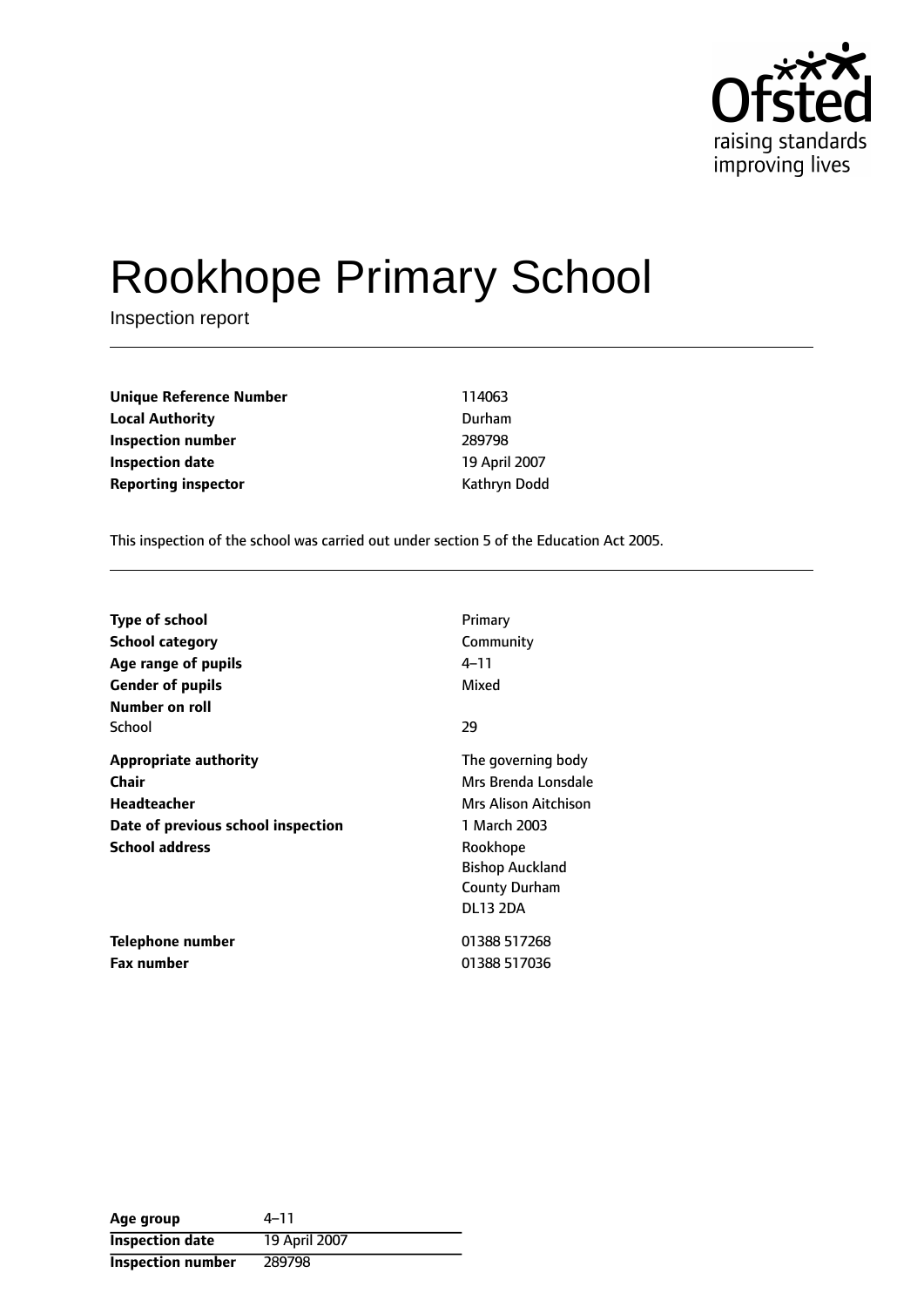# Rookhope Primary School

Inspection report

| | |
|---|---|
| **Unique Reference Number** | 114063 |
| **Local Authority** | Durham |
| **Inspection number** | 289798 |
| **Inspection date** | 19 April 2007 |
| **Reporting inspector** | Kathryn Dodd |

This inspection of the school was carried out under section 5 of the Education Act 2005.

| | |
|---|---|
| **Type of school** | Primary |
| **School category** | Community |
| **Age range of pupils** | 4–11 |
| **Gender of pupils** | Mixed |
| **Number on roll** | |
| School | 29 |
| **Appropriate authority** | The governing body |
| **Chair** | Mrs Brenda Lonsdale |
| **Headteacher** | Mrs Alison Aitchison |
| **Date of previous school inspection** | 1 March 2003 |
| **School address** | Rookhope<br>Bishop Auckland<br>County Durham<br>DL13 2DA |
| **Telephone number** | 01388 517268 |
| **Fax number** | 01388 517036 |

| | |
|---|---|
| **Age group** | 4–11 |
| **Inspection date** | 19 April 2007 |
| **Inspection number** | 289798 |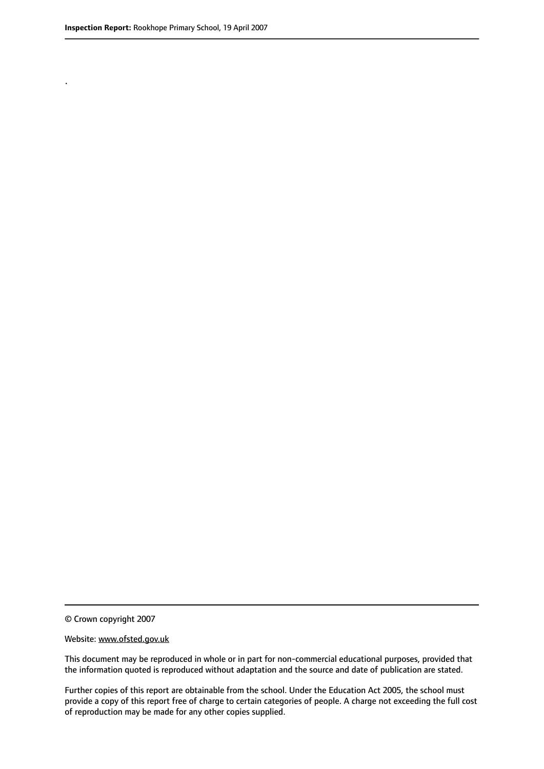.

© Crown copyright 2007

Website: www.ofsted.gov.uk

This document may be reproduced in whole or in part for non-commercial educational purposes, provided that the information quoted is reproduced without adaptation and the source and date of publication are stated.

Further copies of this report are obtainable from the school. Under the Education Act 2005, the school must provide a copy of this report free of charge to certain categories of people. A charge not exceeding the full cost of reproduction may be made for any other copies supplied.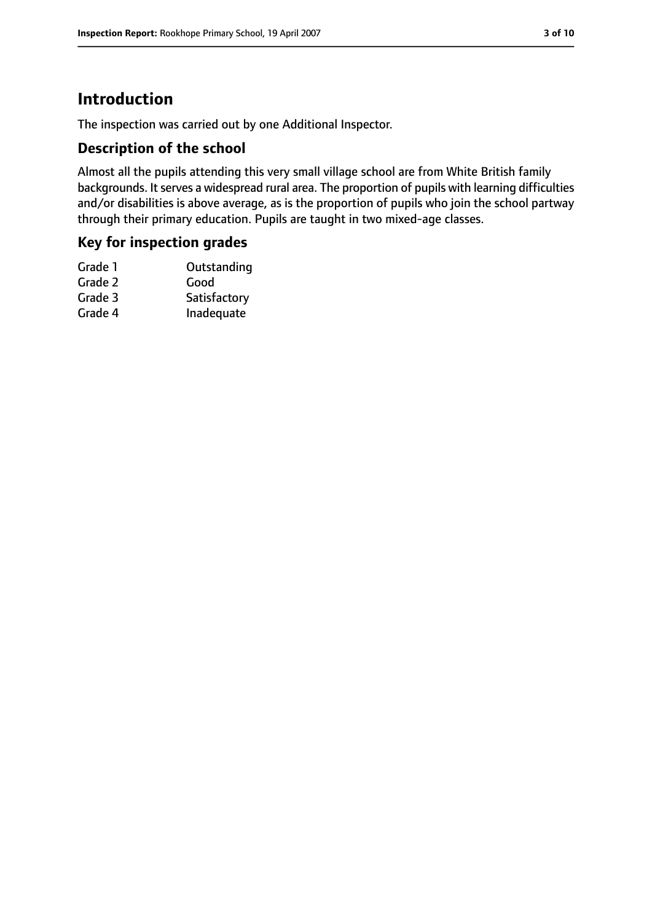# Introduction

The inspection was carried out by one Additional Inspector.

## Description of the school

Almost all the pupils attending this very small village school are from White British family backgrounds. It serves a widespread rural area. The proportion of pupils with learning difficulties and/or disabilities is above average, as is the proportion of pupils who join the school partway through their primary education. Pupils are taught in two mixed-age classes.

## Key for inspection grades

| | |
|---|---|
| Grade 1 | Outstanding |
| Grade 2 | Good |
| Grade 3 | Satisfactory |
| Grade 4 | Inadequate |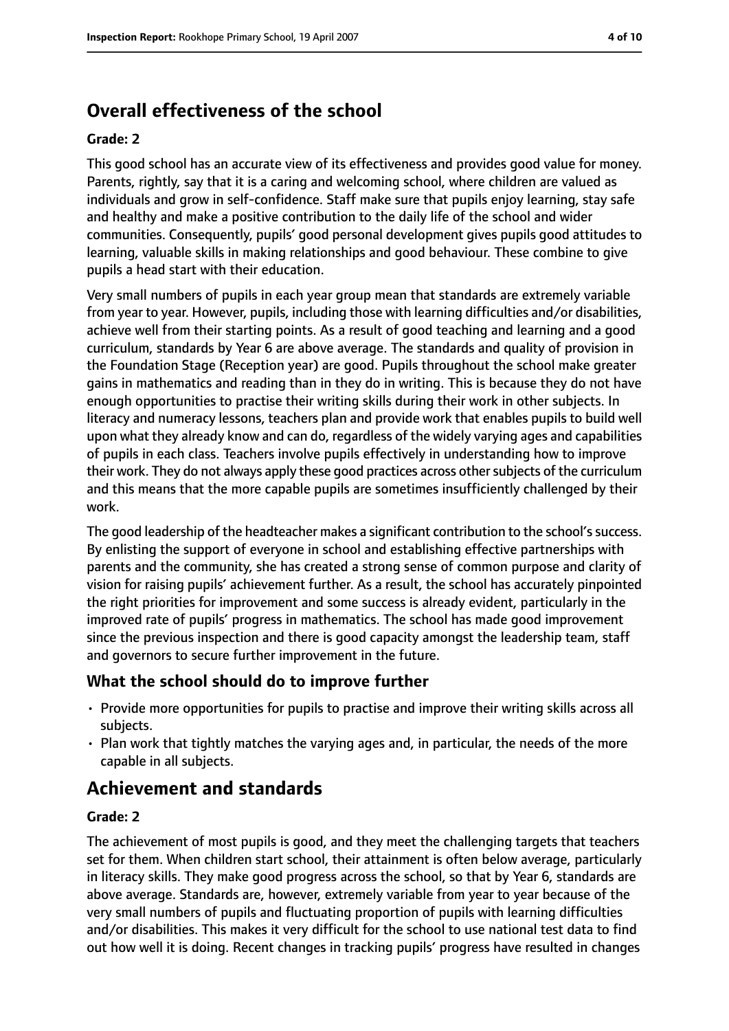## Overall effectiveness of the school

**Grade: 2**

This good school has an accurate view of its effectiveness and provides good value for money. Parents, rightly, say that it is a caring and welcoming school, where children are valued as individuals and grow in self-confidence. Staff make sure that pupils enjoy learning, stay safe and healthy and make a positive contribution to the daily life of the school and wider communities. Consequently, pupils' good personal development gives pupils good attitudes to learning, valuable skills in making relationships and good behaviour. These combine to give pupils a head start with their education.

Very small numbers of pupils in each year group mean that standards are extremely variable from year to year. However, pupils, including those with learning difficulties and/or disabilities, achieve well from their starting points. As a result of good teaching and learning and a good curriculum, standards by Year 6 are above average. The standards and quality of provision in the Foundation Stage (Reception year) are good. Pupils throughout the school make greater gains in mathematics and reading than in they do in writing. This is because they do not have enough opportunities to practise their writing skills during their work in other subjects. In literacy and numeracy lessons, teachers plan and provide work that enables pupils to build well upon what they already know and can do, regardless of the widely varying ages and capabilities of pupils in each class. Teachers involve pupils effectively in understanding how to improve their work. They do not always apply these good practices across other subjects of the curriculum and this means that the more capable pupils are sometimes insufficiently challenged by their work.

The good leadership of the headteacher makes a significant contribution to the school's success. By enlisting the support of everyone in school and establishing effective partnerships with parents and the community, she has created a strong sense of common purpose and clarity of vision for raising pupils' achievement further. As a result, the school has accurately pinpointed the right priorities for improvement and some success is already evident, particularly in the improved rate of pupils' progress in mathematics. The school has made good improvement since the previous inspection and there is good capacity amongst the leadership team, staff and governors to secure further improvement in the future.

### What the school should do to improve further

- Provide more opportunities for pupils to practise and improve their writing skills across all subjects.
- Plan work that tightly matches the varying ages and, in particular, the needs of the more capable in all subjects.

## Achievement and standards

**Grade: 2**

The achievement of most pupils is good, and they meet the challenging targets that teachers set for them. When children start school, their attainment is often below average, particularly in literacy skills. They make good progress across the school, so that by Year 6, standards are above average. Standards are, however, extremely variable from year to year because of the very small numbers of pupils and fluctuating proportion of pupils with learning difficulties and/or disabilities. This makes it very difficult for the school to use national test data to find out how well it is doing. Recent changes in tracking pupils' progress have resulted in changes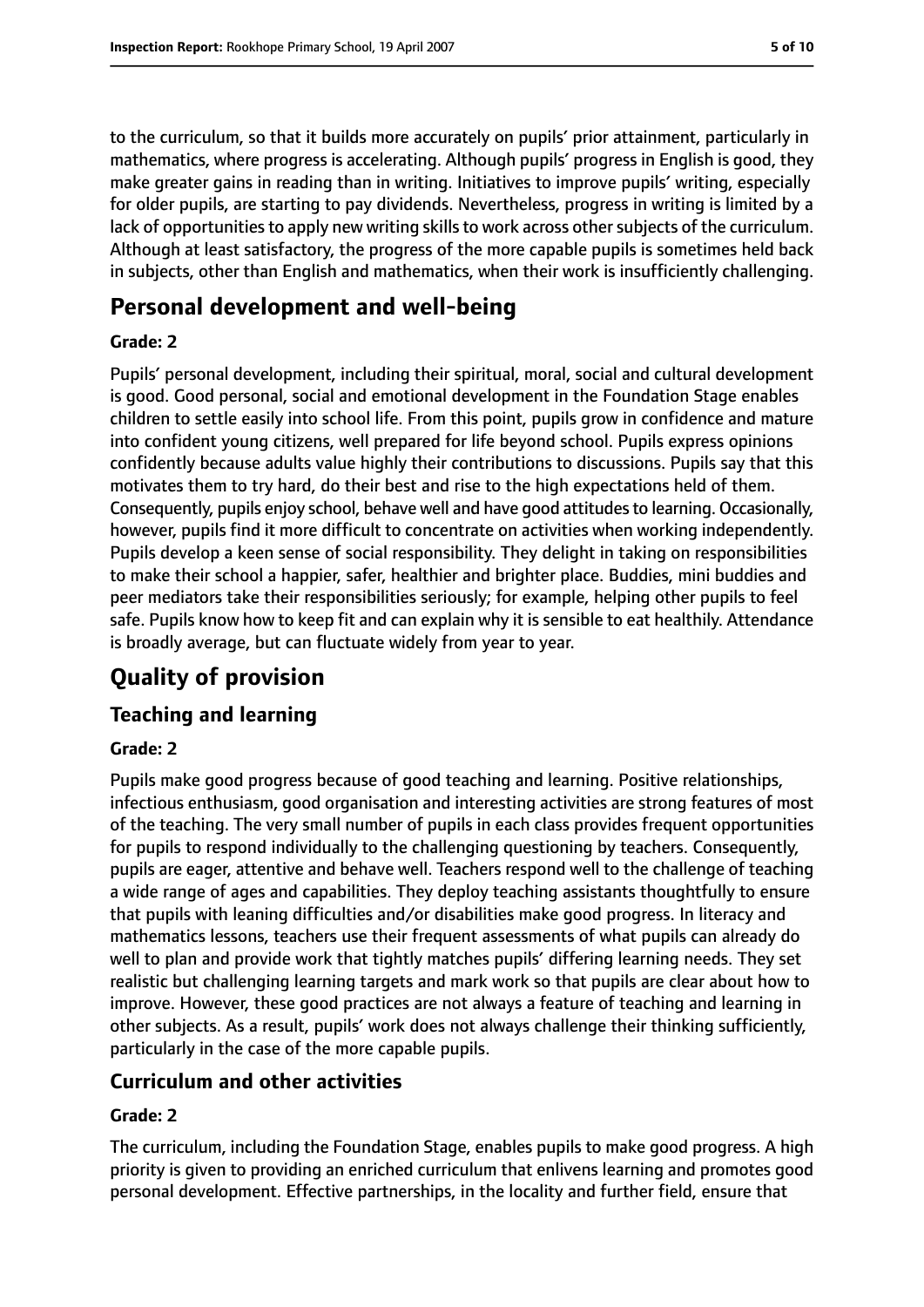to the curriculum, so that it builds more accurately on pupils' prior attainment, particularly in mathematics, where progress is accelerating. Although pupils' progress in English is good, they make greater gains in reading than in writing. Initiatives to improve pupils' writing, especially for older pupils, are starting to pay dividends. Nevertheless, progress in writing is limited by a lack of opportunities to apply new writing skills to work across other subjects of the curriculum. Although at least satisfactory, the progress of the more capable pupils is sometimes held back in subjects, other than English and mathematics, when their work is insufficiently challenging.

# Personal development and well-being

**Grade: 2**

Pupils' personal development, including their spiritual, moral, social and cultural development is good. Good personal, social and emotional development in the Foundation Stage enables children to settle easily into school life. From this point, pupils grow in confidence and mature into confident young citizens, well prepared for life beyond school. Pupils express opinions confidently because adults value highly their contributions to discussions. Pupils say that this motivates them to try hard, do their best and rise to the high expectations held of them. Consequently, pupils enjoy school, behave well and have good attitudes to learning. Occasionally, however, pupils find it more difficult to concentrate on activities when working independently. Pupils develop a keen sense of social responsibility. They delight in taking on responsibilities to make their school a happier, safer, healthier and brighter place. Buddies, mini buddies and peer mediators take their responsibilities seriously; for example, helping other pupils to feel safe. Pupils know how to keep fit and can explain why it is sensible to eat healthily. Attendance is broadly average, but can fluctuate widely from year to year.

# Quality of provision

## Teaching and learning

**Grade: 2**

Pupils make good progress because of good teaching and learning. Positive relationships, infectious enthusiasm, good organisation and interesting activities are strong features of most of the teaching. The very small number of pupils in each class provides frequent opportunities for pupils to respond individually to the challenging questioning by teachers. Consequently, pupils are eager, attentive and behave well. Teachers respond well to the challenge of teaching a wide range of ages and capabilities. They deploy teaching assistants thoughtfully to ensure that pupils with leaning difficulties and/or disabilities make good progress. In literacy and mathematics lessons, teachers use their frequent assessments of what pupils can already do well to plan and provide work that tightly matches pupils' differing learning needs. They set realistic but challenging learning targets and mark work so that pupils are clear about how to improve. However, these good practices are not always a feature of teaching and learning in other subjects. As a result, pupils' work does not always challenge their thinking sufficiently, particularly in the case of the more capable pupils.

## Curriculum and other activities

**Grade: 2**

The curriculum, including the Foundation Stage, enables pupils to make good progress. A high priority is given to providing an enriched curriculum that enlivens learning and promotes good personal development. Effective partnerships, in the locality and further field, ensure that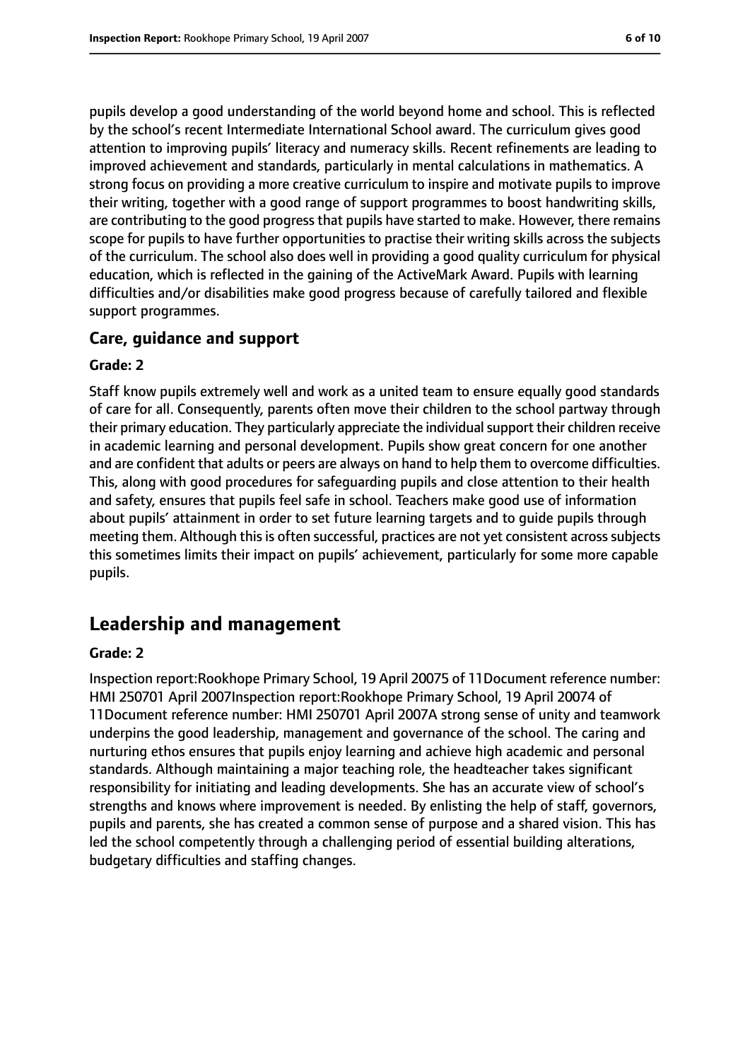pupils develop a good understanding of the world beyond home and school. This is reflected by the school's recent Intermediate International School award. The curriculum gives good attention to improving pupils' literacy and numeracy skills. Recent refinements are leading to improved achievement and standards, particularly in mental calculations in mathematics. A strong focus on providing a more creative curriculum to inspire and motivate pupils to improve their writing, together with a good range of support programmes to boost handwriting skills, are contributing to the good progress that pupils have started to make. However, there remains scope for pupils to have further opportunities to practise their writing skills across the subjects of the curriculum. The school also does well in providing a good quality curriculum for physical education, which is reflected in the gaining of the ActiveMark Award. Pupils with learning difficulties and/or disabilities make good progress because of carefully tailored and flexible support programmes.

### Care, guidance and support

#### Grade: 2

Staff know pupils extremely well and work as a united team to ensure equally good standards of care for all. Consequently, parents often move their children to the school partway through their primary education. They particularly appreciate the individual support their children receive in academic learning and personal development. Pupils show great concern for one another and are confident that adults or peers are always on hand to help them to overcome difficulties. This, along with good procedures for safeguarding pupils and close attention to their health and safety, ensures that pupils feel safe in school. Teachers make good use of information about pupils' attainment in order to set future learning targets and to guide pupils through meeting them. Although this is often successful, practices are not yet consistent across subjects this sometimes limits their impact on pupils' achievement, particularly for some more capable pupils.

## Leadership and management

#### Grade: 2

Inspection report:Rookhope Primary School, 19 April 20075 of 11Document reference number: HMI 250701 April 2007Inspection report:Rookhope Primary School, 19 April 20074 of 11Document reference number: HMI 250701 April 2007A strong sense of unity and teamwork underpins the good leadership, management and governance of the school. The caring and nurturing ethos ensures that pupils enjoy learning and achieve high academic and personal standards. Although maintaining a major teaching role, the headteacher takes significant responsibility for initiating and leading developments. She has an accurate view of school's strengths and knows where improvement is needed. By enlisting the help of staff, governors, pupils and parents, she has created a common sense of purpose and a shared vision. This has led the school competently through a challenging period of essential building alterations, budgetary difficulties and staffing changes.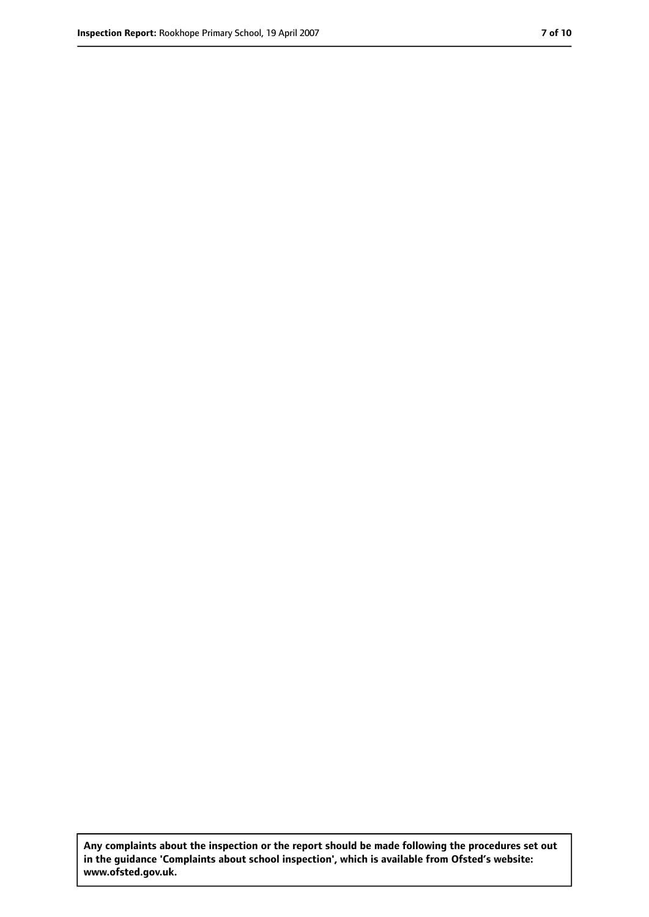**Any complaints about the inspection or the report should be made following the procedures set out in the guidance 'Complaints about school inspection', which is available from Ofsted's website: www.ofsted.gov.uk.**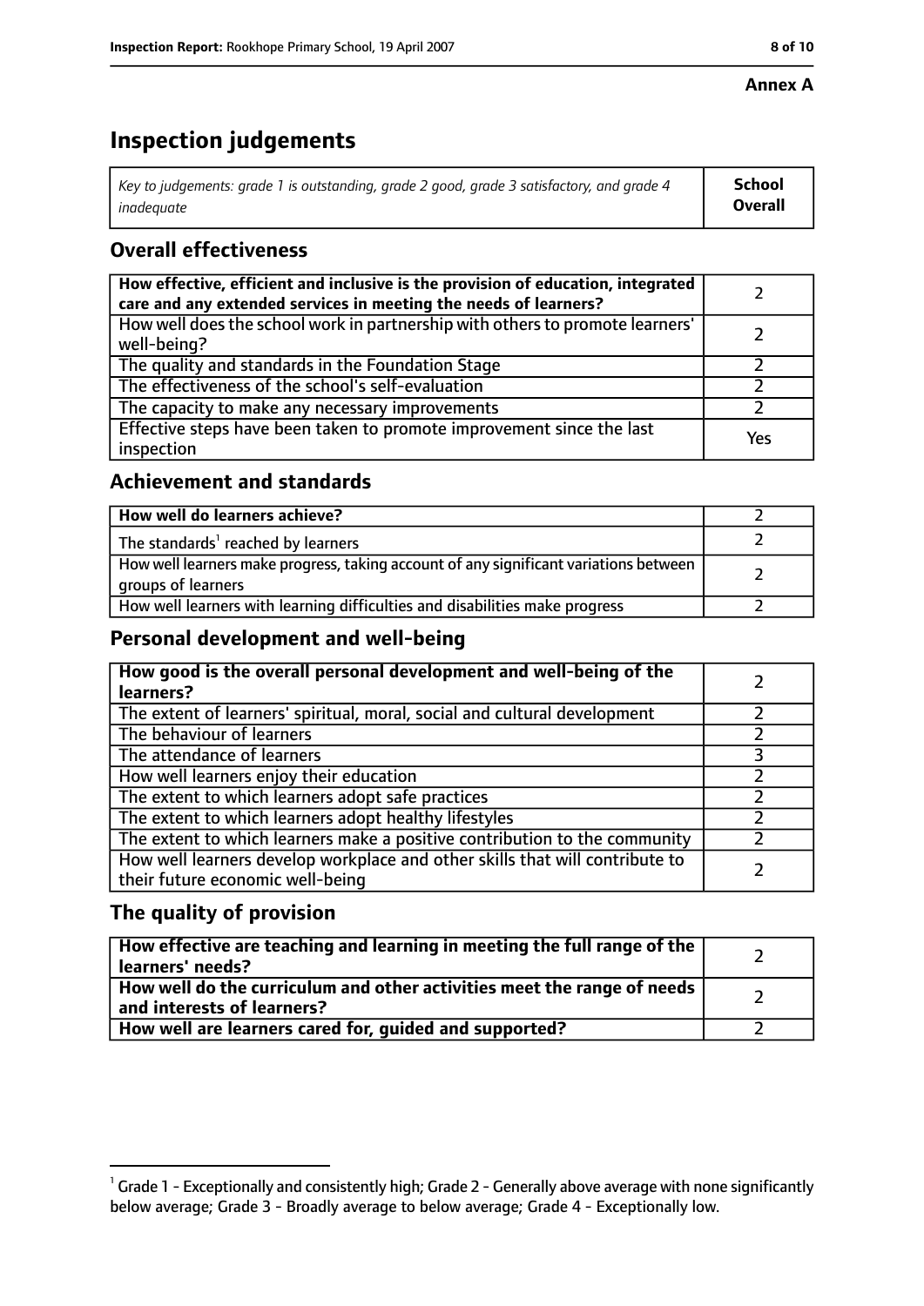**Annex A**

# Inspection judgements

| *Key to judgements: grade 1 is outstanding, grade 2 good, grade 3 satisfactory, and grade 4 inadequate* | **School Overall** |
|---|---|

## Overall effectiveness

| | |
|---|---|
| **How effective, efficient and inclusive is the provision of education, integrated care and any extended services in meeting the needs of learners?** | 2 |
| How well does the school work in partnership with others to promote learners' well-being? | 2 |
| The quality and standards in the Foundation Stage | 2 |
| The effectiveness of the school's self-evaluation | 2 |
| The capacity to make any necessary improvements | 2 |
| Effective steps have been taken to promote improvement since the last inspection | Yes |

## Achievement and standards

| | |
|---|---|
| **How well do learners achieve?** | 2 |
| The standards[1] reached by learners | 2 |
| How well learners make progress, taking account of any significant variations between groups of learners | 2 |
| How well learners with learning difficulties and disabilities make progress | 2 |

## Personal development and well-being

| | |
|---|---|
| **How good is the overall personal development and well-being of the learners?** | 2 |
| The extent of learners' spiritual, moral, social and cultural development | 2 |
| The behaviour of learners | 2 |
| The attendance of learners | 3 |
| How well learners enjoy their education | 2 |
| The extent to which learners adopt safe practices | 2 |
| The extent to which learners adopt healthy lifestyles | 2 |
| The extent to which learners make a positive contribution to the community | 2 |
| How well learners develop workplace and other skills that will contribute to their future economic well-being | 2 |

## The quality of provision

| | |
|---|---|
| **How effective are teaching and learning in meeting the full range of the learners' needs?** | 2 |
| **How well do the curriculum and other activities meet the range of needs and interests of learners?** | 2 |
| **How well are learners cared for, guided and supported?** | 2 |

[1] Grade 1 - Exceptionally and consistently high; Grade 2 - Generally above average with none significantly below average; Grade 3 - Broadly average to below average; Grade 4 - Exceptionally low.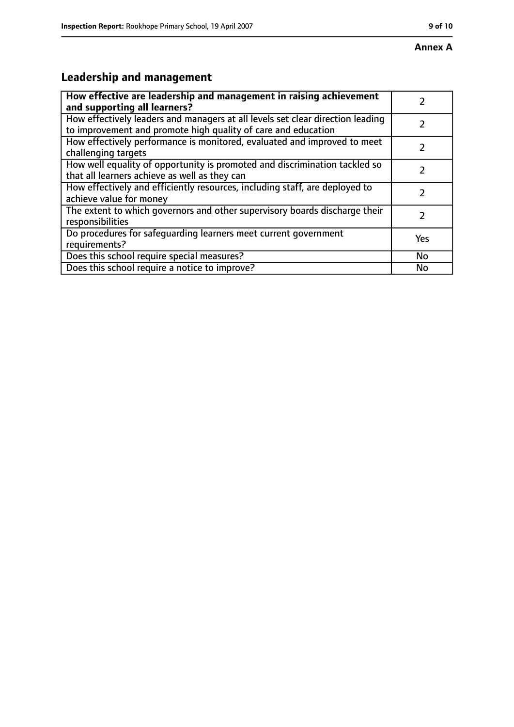**Annex A**

## Leadership and management

| **How effective are leadership and management in raising achievement and supporting all learners?** | 2 |
|---|---|
| How effectively leaders and managers at all levels set clear direction leading to improvement and promote high quality of care and education | 2 |
| How effectively performance is monitored, evaluated and improved to meet challenging targets | 2 |
| How well equality of opportunity is promoted and discrimination tackled so that all learners achieve as well as they can | 2 |
| How effectively and efficiently resources, including staff, are deployed to achieve value for money | 2 |
| The extent to which governors and other supervisory boards discharge their responsibilities | 2 |
| Do procedures for safeguarding learners meet current government requirements? | Yes |
| Does this school require special measures? | No |
| Does this school require a notice to improve? | No |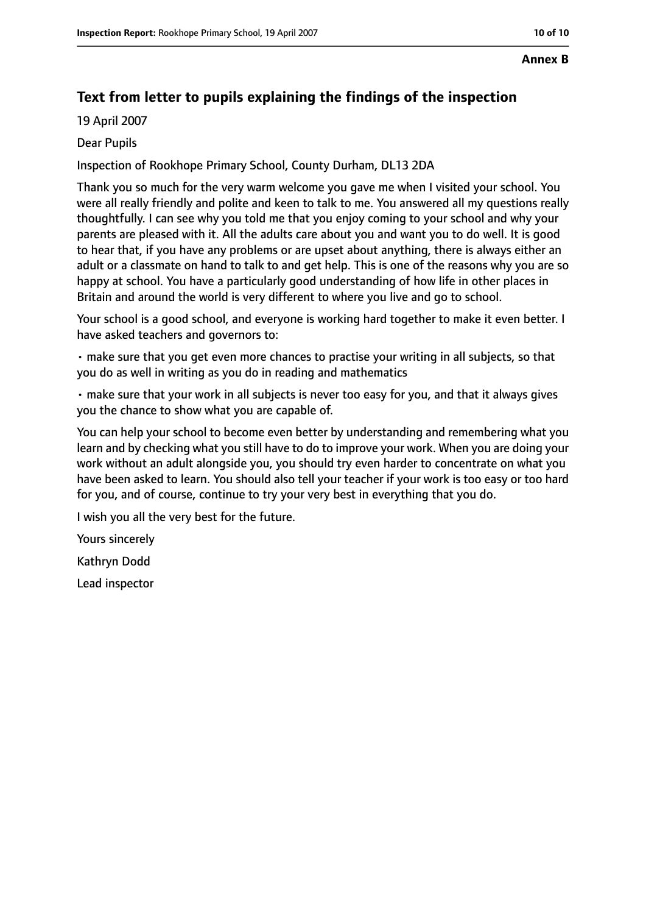**Annex B**

## Text from letter to pupils explaining the findings of the inspection

19 April 2007

Dear Pupils

Inspection of Rookhope Primary School, County Durham, DL13 2DA

Thank you so much for the very warm welcome you gave me when I visited your school. You were all really friendly and polite and keen to talk to me. You answered all my questions really thoughtfully. I can see why you told me that you enjoy coming to your school and why your parents are pleased with it. All the adults care about you and want you to do well. It is good to hear that, if you have any problems or are upset about anything, there is always either an adult or a classmate on hand to talk to and get help. This is one of the reasons why you are so happy at school. You have a particularly good understanding of how life in other places in Britain and around the world is very different to where you live and go to school.

Your school is a good school, and everyone is working hard together to make it even better. I have asked teachers and governors to:

- make sure that you get even more chances to practise your writing in all subjects, so that you do as well in writing as you do in reading and mathematics
- make sure that your work in all subjects is never too easy for you, and that it always gives you the chance to show what you are capable of.

You can help your school to become even better by understanding and remembering what you learn and by checking what you still have to do to improve your work. When you are doing your work without an adult alongside you, you should try even harder to concentrate on what you have been asked to learn. You should also tell your teacher if your work is too easy or too hard for you, and of course, continue to try your very best in everything that you do.

I wish you all the very best for the future.

Yours sincerely

Kathryn Dodd

Lead inspector